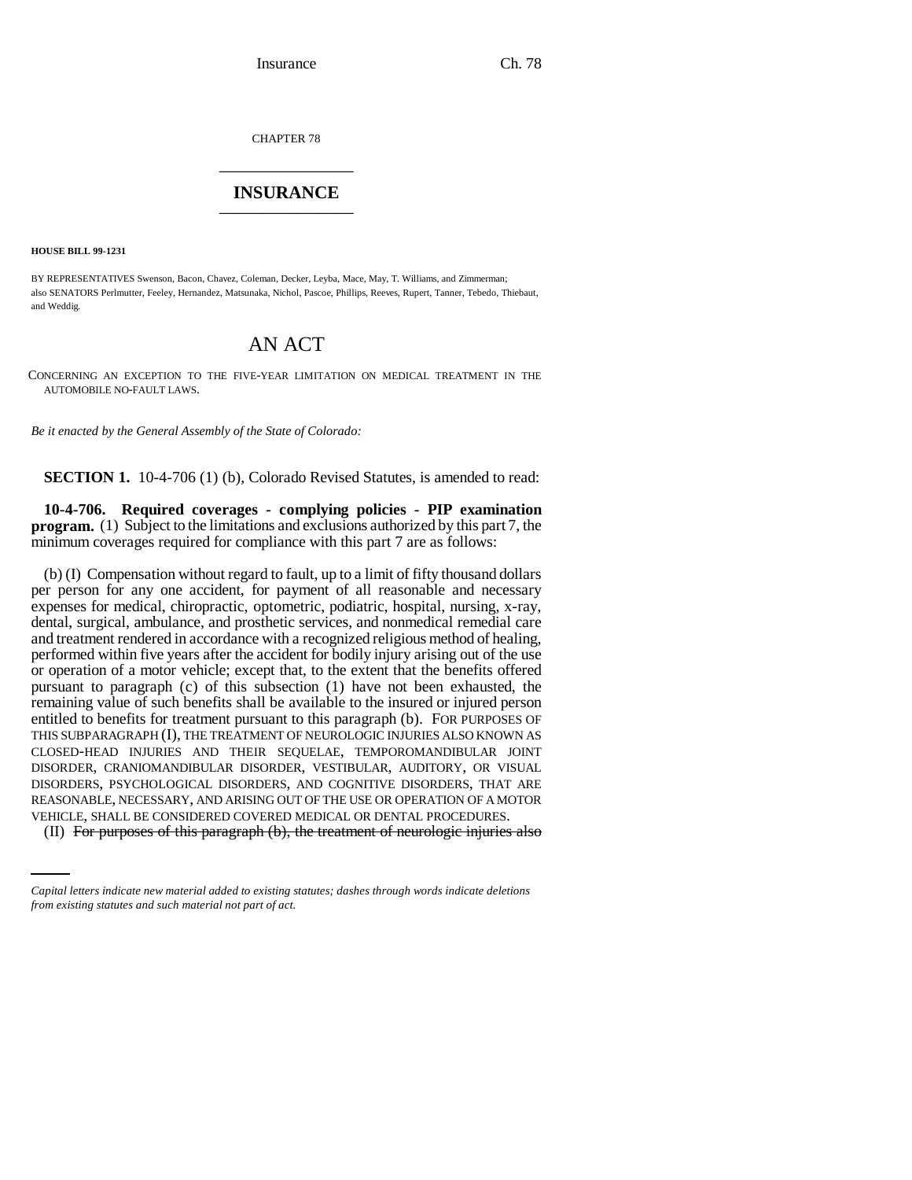CHAPTER 78

# INSURANCE

**HOUSE BILL 99-1231**

BY REPRESENTATIVES Swenson, Bacon, Chavez, Coleman, Decker, Leyba, Mace, May, T. Williams, and Zimmerman;
also SENATORS Perlmutter, Feeley, Hernandez, Matsunaka, Nichol, Pascoe, Phillips, Reeves, Rupert, Tanner, Tebedo, Thiebaut, and Weddig.

# AN ACT

CONCERNING AN EXCEPTION TO THE FIVE-YEAR LIMITATION ON MEDICAL TREATMENT IN THE AUTOMOBILE NO-FAULT LAWS.

*Be it enacted by the General Assembly of the State of Colorado:*

**SECTION 1.** 10-4-706 (1) (b), Colorado Revised Statutes, is amended to read:

**10-4-706. Required coverages - complying policies - PIP examination program.** (1) Subject to the limitations and exclusions authorized by this part 7, the minimum coverages required for compliance with this part 7 are as follows:

(b) (I) Compensation without regard to fault, up to a limit of fifty thousand dollars per person for any one accident, for payment of all reasonable and necessary expenses for medical, chiropractic, optometric, podiatric, hospital, nursing, x-ray, dental, surgical, ambulance, and prosthetic services, and nonmedical remedial care and treatment rendered in accordance with a recognized religious method of healing, performed within five years after the accident for bodily injury arising out of the use or operation of a motor vehicle; except that, to the extent that the benefits offered pursuant to paragraph (c) of this subsection (1) have not been exhausted, the remaining value of such benefits shall be available to the insured or injured person entitled to benefits for treatment pursuant to this paragraph (b). FOR PURPOSES OF THIS SUBPARAGRAPH (I), THE TREATMENT OF NEUROLOGIC INJURIES ALSO KNOWN AS CLOSED-HEAD INJURIES AND THEIR SEQUELAE, TEMPOROMANDIBULAR JOINT DISORDER, CRANIOMANDIBULAR DISORDER, VESTIBULAR, AUDITORY, OR VISUAL DISORDERS, PSYCHOLOGICAL DISORDERS, AND COGNITIVE DISORDERS, THAT ARE REASONABLE, NECESSARY, AND ARISING OUT OF THE USE OR OPERATION OF A MOTOR VEHICLE, SHALL BE CONSIDERED COVERED MEDICAL OR DENTAL PROCEDURES.

(II) ~~For purposes of this paragraph (b), the treatment of neurologic injuries also~~

*Capital letters indicate new material added to existing statutes; dashes through words indicate deletions from existing statutes and such material not part of act.*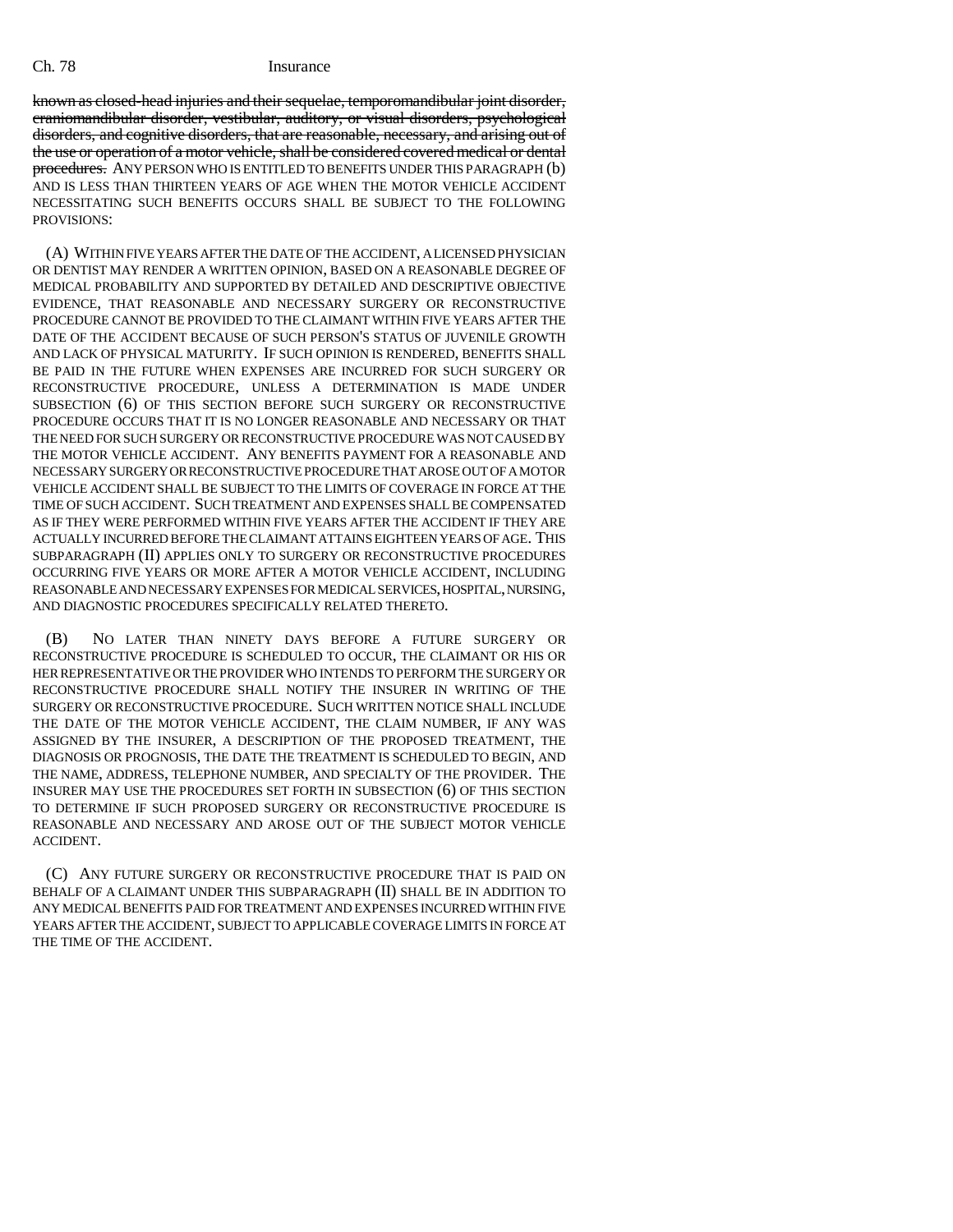~~known as closed-head injuries and their sequelae, temporomandibular joint disorder, craniomandibular disorder, vestibular, auditory, or visual disorders, psychological disorders, and cognitive disorders, that are reasonable, necessary, and arising out of the use or operation of a motor vehicle, shall be considered covered medical or dental procedures.~~ ANY PERSON WHO IS ENTITLED TO BENEFITS UNDER THIS PARAGRAPH (b) AND IS LESS THAN THIRTEEN YEARS OF AGE WHEN THE MOTOR VEHICLE ACCIDENT NECESSITATING SUCH BENEFITS OCCURS SHALL BE SUBJECT TO THE FOLLOWING PROVISIONS:

(A) WITHIN FIVE YEARS AFTER THE DATE OF THE ACCIDENT, A LICENSED PHYSICIAN OR DENTIST MAY RENDER A WRITTEN OPINION, BASED ON A REASONABLE DEGREE OF MEDICAL PROBABILITY AND SUPPORTED BY DETAILED AND DESCRIPTIVE OBJECTIVE EVIDENCE, THAT REASONABLE AND NECESSARY SURGERY OR RECONSTRUCTIVE PROCEDURE CANNOT BE PROVIDED TO THE CLAIMANT WITHIN FIVE YEARS AFTER THE DATE OF THE ACCIDENT BECAUSE OF SUCH PERSON'S STATUS OF JUVENILE GROWTH AND LACK OF PHYSICAL MATURITY. IF SUCH OPINION IS RENDERED, BENEFITS SHALL BE PAID IN THE FUTURE WHEN EXPENSES ARE INCURRED FOR SUCH SURGERY OR RECONSTRUCTIVE PROCEDURE, UNLESS A DETERMINATION IS MADE UNDER SUBSECTION (6) OF THIS SECTION BEFORE SUCH SURGERY OR RECONSTRUCTIVE PROCEDURE OCCURS THAT IT IS NO LONGER REASONABLE AND NECESSARY OR THAT THE NEED FOR SUCH SURGERY OR RECONSTRUCTIVE PROCEDURE WAS NOT CAUSED BY THE MOTOR VEHICLE ACCIDENT. ANY BENEFITS PAYMENT FOR A REASONABLE AND NECESSARY SURGERY OR RECONSTRUCTIVE PROCEDURE THAT AROSE OUT OF A MOTOR VEHICLE ACCIDENT SHALL BE SUBJECT TO THE LIMITS OF COVERAGE IN FORCE AT THE TIME OF SUCH ACCIDENT. SUCH TREATMENT AND EXPENSES SHALL BE COMPENSATED AS IF THEY WERE PERFORMED WITHIN FIVE YEARS AFTER THE ACCIDENT IF THEY ARE ACTUALLY INCURRED BEFORE THE CLAIMANT ATTAINS EIGHTEEN YEARS OF AGE. THIS SUBPARAGRAPH (II) APPLIES ONLY TO SURGERY OR RECONSTRUCTIVE PROCEDURES OCCURRING FIVE YEARS OR MORE AFTER A MOTOR VEHICLE ACCIDENT, INCLUDING REASONABLE AND NECESSARY EXPENSES FOR MEDICAL SERVICES, HOSPITAL, NURSING, AND DIAGNOSTIC PROCEDURES SPECIFICALLY RELATED THERETO.

(B) NO LATER THAN NINETY DAYS BEFORE A FUTURE SURGERY OR RECONSTRUCTIVE PROCEDURE IS SCHEDULED TO OCCUR, THE CLAIMANT OR HIS OR HER REPRESENTATIVE OR THE PROVIDER WHO INTENDS TO PERFORM THE SURGERY OR RECONSTRUCTIVE PROCEDURE SHALL NOTIFY THE INSURER IN WRITING OF THE SURGERY OR RECONSTRUCTIVE PROCEDURE. SUCH WRITTEN NOTICE SHALL INCLUDE THE DATE OF THE MOTOR VEHICLE ACCIDENT, THE CLAIM NUMBER, IF ANY WAS ASSIGNED BY THE INSURER, A DESCRIPTION OF THE PROPOSED TREATMENT, THE DIAGNOSIS OR PROGNOSIS, THE DATE THE TREATMENT IS SCHEDULED TO BEGIN, AND THE NAME, ADDRESS, TELEPHONE NUMBER, AND SPECIALTY OF THE PROVIDER. THE INSURER MAY USE THE PROCEDURES SET FORTH IN SUBSECTION (6) OF THIS SECTION TO DETERMINE IF SUCH PROPOSED SURGERY OR RECONSTRUCTIVE PROCEDURE IS REASONABLE AND NECESSARY AND AROSE OUT OF THE SUBJECT MOTOR VEHICLE ACCIDENT.

(C) ANY FUTURE SURGERY OR RECONSTRUCTIVE PROCEDURE THAT IS PAID ON BEHALF OF A CLAIMANT UNDER THIS SUBPARAGRAPH (II) SHALL BE IN ADDITION TO ANY MEDICAL BENEFITS PAID FOR TREATMENT AND EXPENSES INCURRED WITHIN FIVE YEARS AFTER THE ACCIDENT, SUBJECT TO APPLICABLE COVERAGE LIMITS IN FORCE AT THE TIME OF THE ACCIDENT.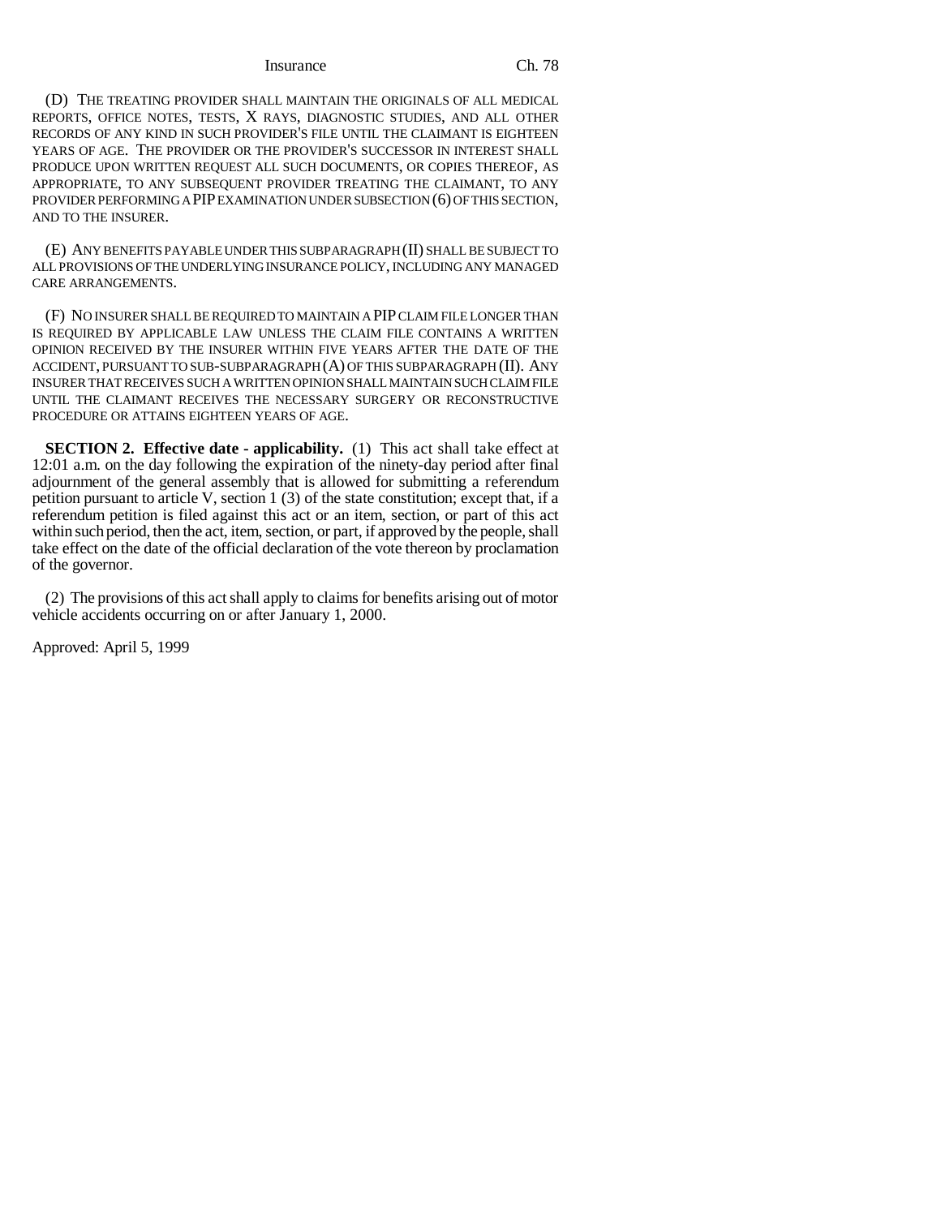(D) THE TREATING PROVIDER SHALL MAINTAIN THE ORIGINALS OF ALL MEDICAL REPORTS, OFFICE NOTES, TESTS, X RAYS, DIAGNOSTIC STUDIES, AND ALL OTHER RECORDS OF ANY KIND IN SUCH PROVIDER'S FILE UNTIL THE CLAIMANT IS EIGHTEEN YEARS OF AGE. THE PROVIDER OR THE PROVIDER'S SUCCESSOR IN INTEREST SHALL PRODUCE UPON WRITTEN REQUEST ALL SUCH DOCUMENTS, OR COPIES THEREOF, AS APPROPRIATE, TO ANY SUBSEQUENT PROVIDER TREATING THE CLAIMANT, TO ANY PROVIDER PERFORMING A PIP EXAMINATION UNDER SUBSECTION (6) OF THIS SECTION, AND TO THE INSURER.

(E) ANY BENEFITS PAYABLE UNDER THIS SUBPARAGRAPH (II) SHALL BE SUBJECT TO ALL PROVISIONS OF THE UNDERLYING INSURANCE POLICY, INCLUDING ANY MANAGED CARE ARRANGEMENTS.

(F) NO INSURER SHALL BE REQUIRED TO MAINTAIN A PIP CLAIM FILE LONGER THAN IS REQUIRED BY APPLICABLE LAW UNLESS THE CLAIM FILE CONTAINS A WRITTEN OPINION RECEIVED BY THE INSURER WITHIN FIVE YEARS AFTER THE DATE OF THE ACCIDENT, PURSUANT TO SUB-SUBPARAGRAPH (A) OF THIS SUBPARAGRAPH (II). ANY INSURER THAT RECEIVES SUCH A WRITTEN OPINION SHALL MAINTAIN SUCH CLAIM FILE UNTIL THE CLAIMANT RECEIVES THE NECESSARY SURGERY OR RECONSTRUCTIVE PROCEDURE OR ATTAINS EIGHTEEN YEARS OF AGE.

**SECTION 2. Effective date - applicability.** (1) This act shall take effect at 12:01 a.m. on the day following the expiration of the ninety-day period after final adjournment of the general assembly that is allowed for submitting a referendum petition pursuant to article V, section 1 (3) of the state constitution; except that, if a referendum petition is filed against this act or an item, section, or part of this act within such period, then the act, item, section, or part, if approved by the people, shall take effect on the date of the official declaration of the vote thereon by proclamation of the governor.

(2) The provisions of this act shall apply to claims for benefits arising out of motor vehicle accidents occurring on or after January 1, 2000.

Approved: April 5, 1999